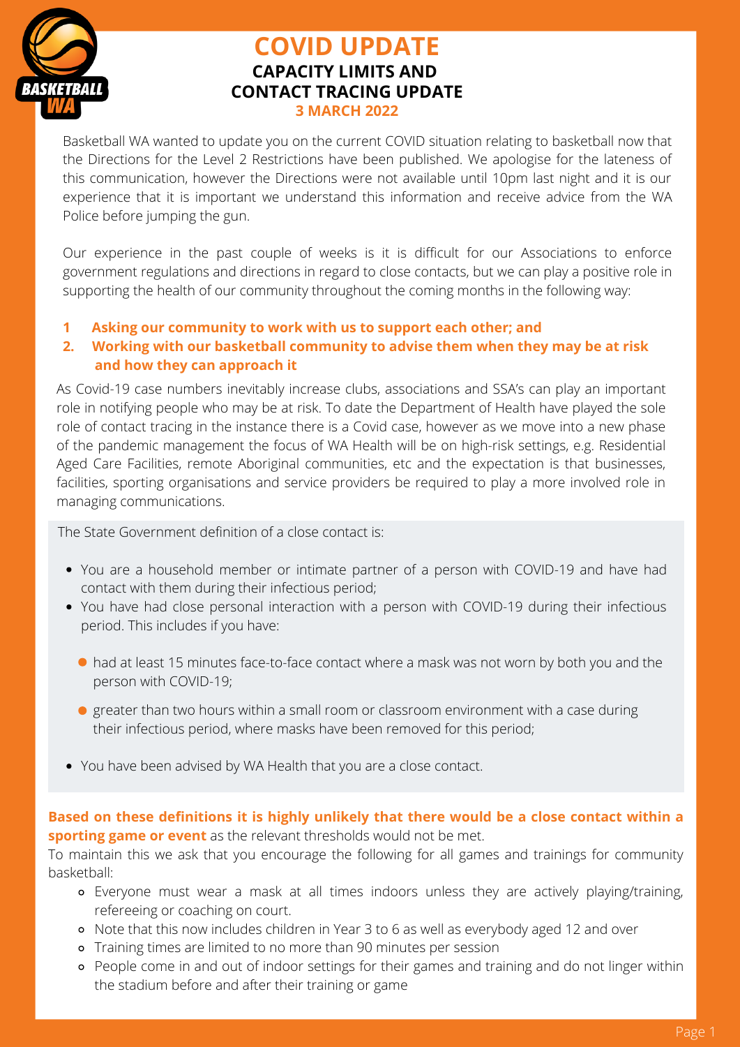# COVID UPDATE

## CAPACITY LIMITS AND CONTACT TRACING UPDATE

### 3 MARCH 2022

Basketball WA wanted to update you on the current COVID situation relating to basketball now that the Directions for the Level 2 Restrictions have been published. We apologise for the lateness of this communication, however the Directions were not available until 10pm last night and it is our experience that it is important we understand this information and receive advice from the WA Police before jumping the gun.

Our experience in the past couple of weeks is it is difficult for our Associations to enforce government regulations and directions in regard to close contacts, but we can play a positive role in supporting the health of our community throughout the coming months in the following way:

1. **Asking our community to work with us to support each other; and**
2. **Working with our basketball community to advise them when they may be at risk and how they can approach it**

As Covid-19 case numbers inevitably increase clubs, associations and SSA's can play an important role in notifying people who may be at risk. To date the Department of Health have played the sole role of contact tracing in the instance there is a Covid case, however as we move into a new phase of the pandemic management the focus of WA Health will be on high-risk settings, e.g. Residential Aged Care Facilities, remote Aboriginal communities, etc and the expectation is that businesses, facilities, sporting organisations and service providers be required to play a more involved role in managing communications.

The State Government definition of a close contact is:

- You are a household member or intimate partner of a person with COVID-19 and have had contact with them during their infectious period;
- You have had close personal interaction with a person with COVID-19 during their infectious period. This includes if you have:
  - had at least 15 minutes face-to-face contact where a mask was not worn by both you and the person with COVID-19;
  - greater than two hours within a small room or classroom environment with a case during their infectious period, where masks have been removed for this period;
- You have been advised by WA Health that you are a close contact.

**Based on these definitions it is highly unlikely that there would be a close contact within a sporting game or event** as the relevant thresholds would not be met.

To maintain this we ask that you encourage the following for all games and trainings for community basketball:

- Everyone must wear a mask at all times indoors unless they are actively playing/training, refereeing or coaching on court.
- Note that this now includes children in Year 3 to 6 as well as everybody aged 12 and over
- Training times are limited to no more than 90 minutes per session
- People come in and out of indoor settings for their games and training and do not linger within the stadium before and after their training or game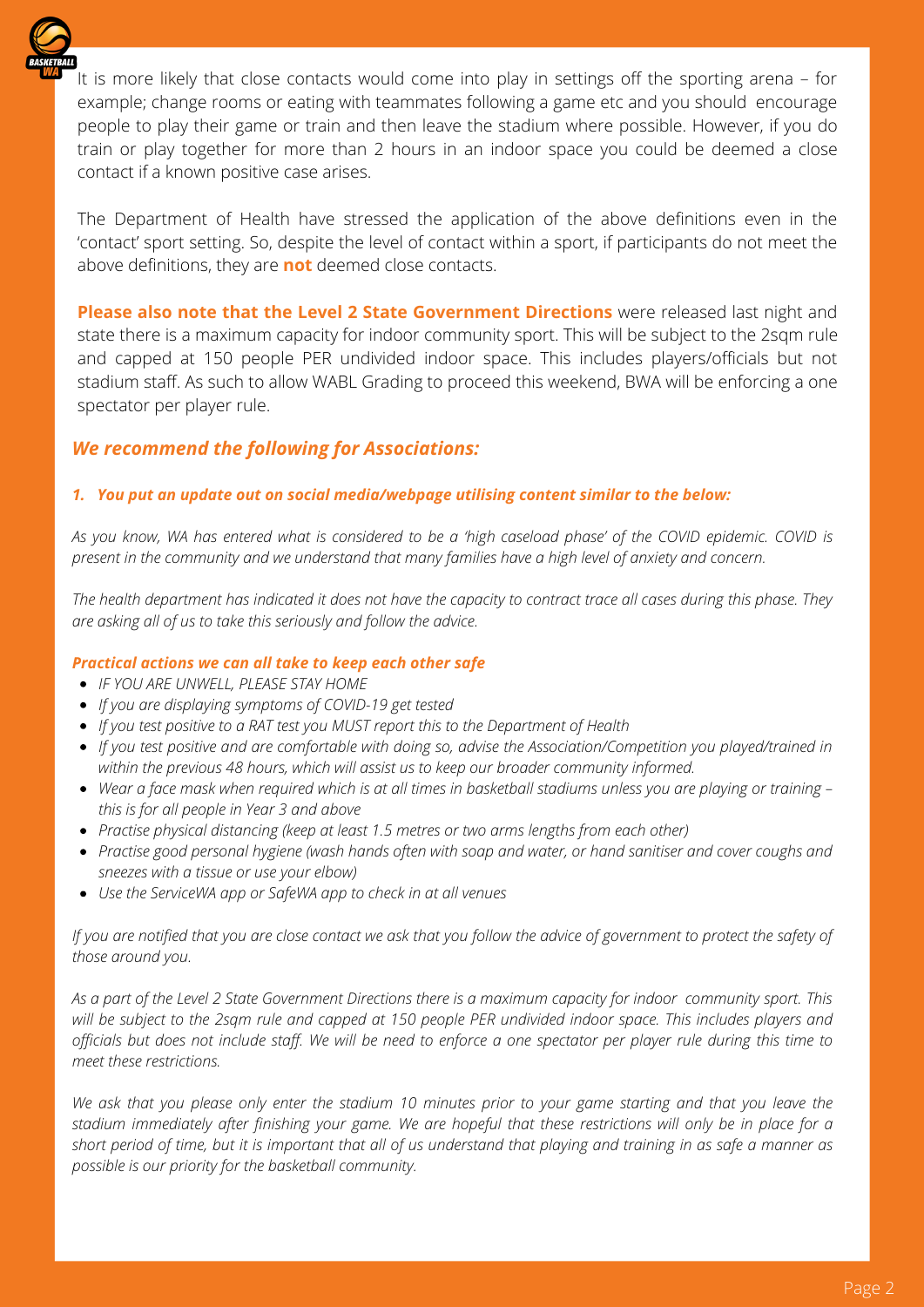It is more likely that close contacts would come into play in settings off the sporting arena – for example; change rooms or eating with teammates following a game etc and you should encourage people to play their game or train and then leave the stadium where possible. However, if you do train or play together for more than 2 hours in an indoor space you could be deemed a close contact if a known positive case arises.

The Department of Health have stressed the application of the above definitions even in the 'contact' sport setting. So, despite the level of contact within a sport, if participants do not meet the above definitions, they are **not** deemed close contacts.

**Please also note that the Level 2 State Government Directions** were released last night and state there is a maximum capacity for indoor community sport. This will be subject to the 2sqm rule and capped at 150 people PER undivided indoor space. This includes players/officials but not stadium staff. As such to allow WABL Grading to proceed this weekend, BWA will be enforcing a one spectator per player rule.

## *We recommend the following for Associations:*

### *1. You put an update out on social media/webpage utilising content similar to the below:*

*As you know, WA has entered what is considered to be a 'high caseload phase' of the COVID epidemic. COVID is present in the community and we understand that many families have a high level of anxiety and concern.*

*The health department has indicated it does not have the capacity to contract trace all cases during this phase. They are asking all of us to take this seriously and follow the advice.*

***Practical actions we can all take to keep each other safe***

- *IF YOU ARE UNWELL, PLEASE STAY HOME*
- *If you are displaying symptoms of COVID-19 get tested*
- *If you test positive to a RAT test you MUST report this to the Department of Health*
- *If you test positive and are comfortable with doing so, advise the Association/Competition you played/trained in within the previous 48 hours, which will assist us to keep our broader community informed.*
- *Wear a face mask when required which is at all times in basketball stadiums unless you are playing or training – this is for all people in Year 3 and above*
- *Practise physical distancing (keep at least 1.5 metres or two arms lengths from each other)*
- *Practise good personal hygiene (wash hands often with soap and water, or hand sanitiser and cover coughs and sneezes with a tissue or use your elbow)*
- *Use the ServiceWA app or SafeWA app to check in at all venues*

*If you are notified that you are close contact we ask that you follow the advice of government to protect the safety of those around you.*

*As a part of the Level 2 State Government Directions there is a maximum capacity for indoor community sport. This will be subject to the 2sqm rule and capped at 150 people PER undivided indoor space. This includes players and officials but does not include staff. We will be need to enforce a one spectator per player rule during this time to meet these restrictions.*

*We ask that you please only enter the stadium 10 minutes prior to your game starting and that you leave the stadium immediately after finishing your game. We are hopeful that these restrictions will only be in place for a short period of time, but it is important that all of us understand that playing and training in as safe a manner as possible is our priority for the basketball community.*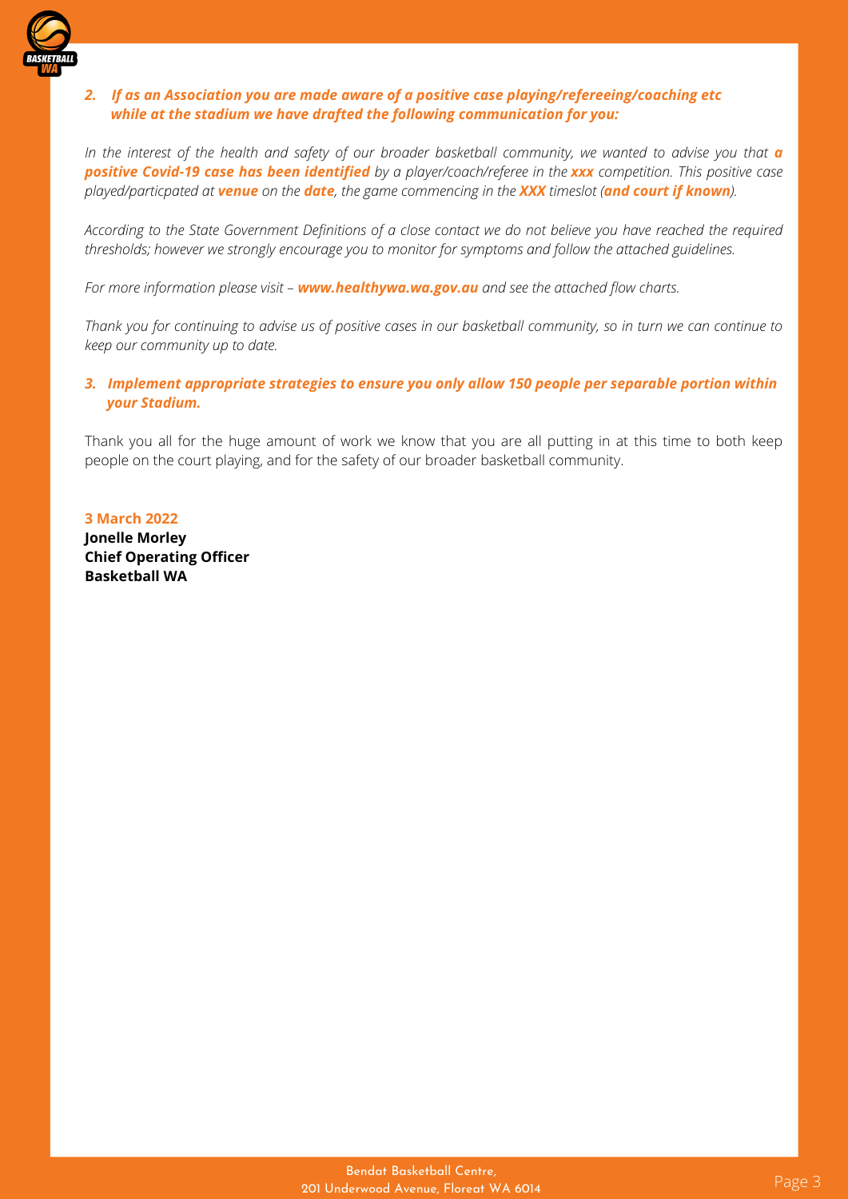2. ***If as an Association you are made aware of a positive case playing/refereeing/coaching etc while at the stadium we have drafted the following communication for you:***

*In the interest of the health and safety of our broader basketball community, we wanted to advise you that **a positive Covid-19 case has been identified** by a player/coach/referee in the **xxx** competition. This positive case played/particpated at **venue** on the **date**, the game commencing in the **XXX** timeslot (**and court if known**).*

*According to the State Government Definitions of a close contact we do not believe you have reached the required thresholds; however we strongly encourage you to monitor for symptoms and follow the attached guidelines.*

*For more information please visit – **www.healthywa.wa.gov.au** and see the attached flow charts.*

*Thank you for continuing to advise us of positive cases in our basketball community, so in turn we can continue to keep our community up to date.*

3. ***Implement appropriate strategies to ensure you only allow 150 people per separable portion within your Stadium.***

Thank you all for the huge amount of work we know that you are all putting in at this time to both keep people on the court playing, and for the safety of our broader basketball community.

**3 March 2022**
**Jonelle Morley**
**Chief Operating Officer**
**Basketball WA**